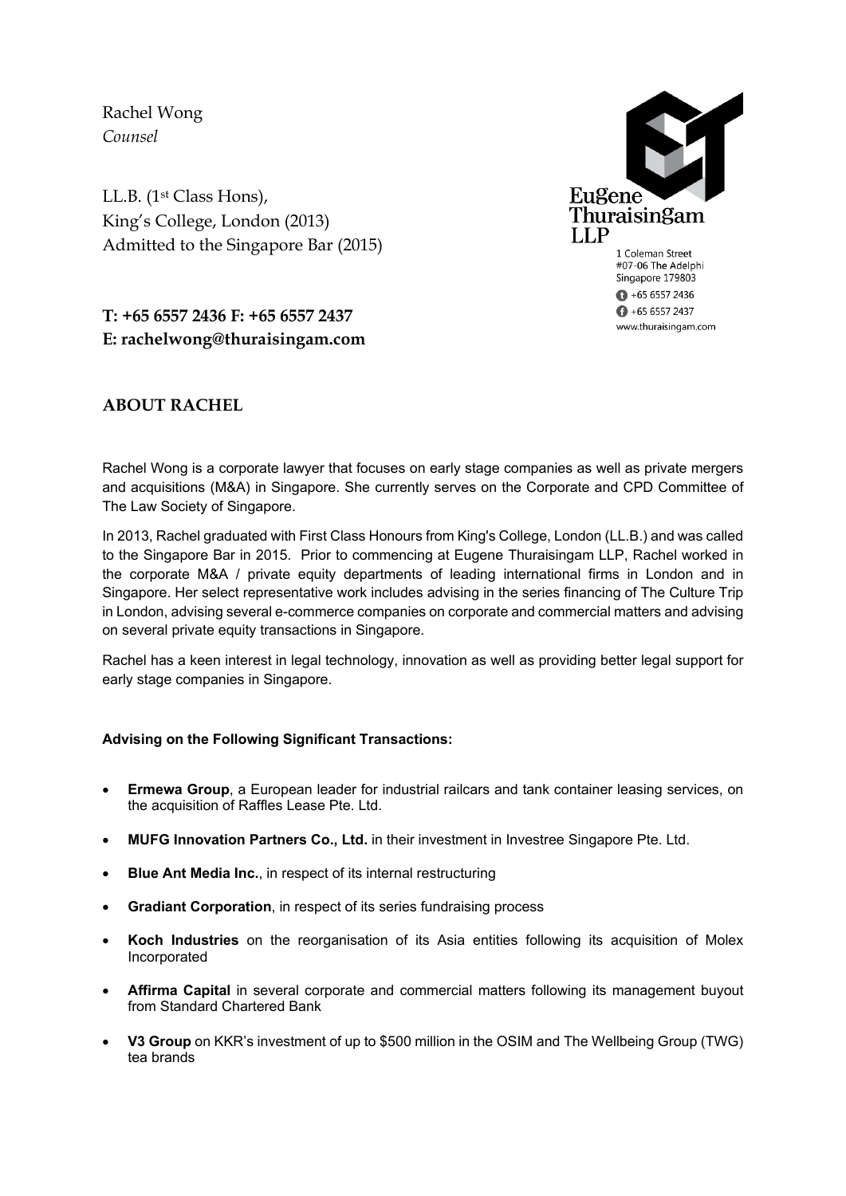Rachel Wong
*Counsel*

LL.B. (1st Class Hons),
King's College, London (2013)
Admitted to the Singapore Bar (2015)

Eugene Thuraisingam LLP

1 Coleman Street
#07-06 The Adelphi
Singapore 179803
+65 6557 2436
+65 6557 2437
www.thuraisingam.com

**T: +65 6557 2436 F: +65 6557 2437**
**E: rachelwong@thuraisingam.com**

## ABOUT RACHEL

Rachel Wong is a corporate lawyer that focuses on early stage companies as well as private mergers and acquisitions (M&A) in Singapore. She currently serves on the Corporate and CPD Committee of The Law Society of Singapore.

In 2013, Rachel graduated with First Class Honours from King's College, London (LL.B.) and was called to the Singapore Bar in 2015. Prior to commencing at Eugene Thuraisingam LLP, Rachel worked in the corporate M&A / private equity departments of leading international firms in London and in Singapore. Her select representative work includes advising in the series financing of The Culture Trip in London, advising several e-commerce companies on corporate and commercial matters and advising on several private equity transactions in Singapore.

Rachel has a keen interest in legal technology, innovation as well as providing better legal support for early stage companies in Singapore.

**Advising on the Following Significant Transactions:**

- **Ermewa Group**, a European leader for industrial railcars and tank container leasing services, on the acquisition of Raffles Lease Pte. Ltd.
- **MUFG Innovation Partners Co., Ltd.** in their investment in Investree Singapore Pte. Ltd.
- **Blue Ant Media Inc.**, in respect of its internal restructuring
- **Gradiant Corporation**, in respect of its series fundraising process
- **Koch Industries** on the reorganisation of its Asia entities following its acquisition of Molex Incorporated
- **Affirma Capital** in several corporate and commercial matters following its management buyout from Standard Chartered Bank
- **V3 Group** on KKR's investment of up to $500 million in the OSIM and The Wellbeing Group (TWG) tea brands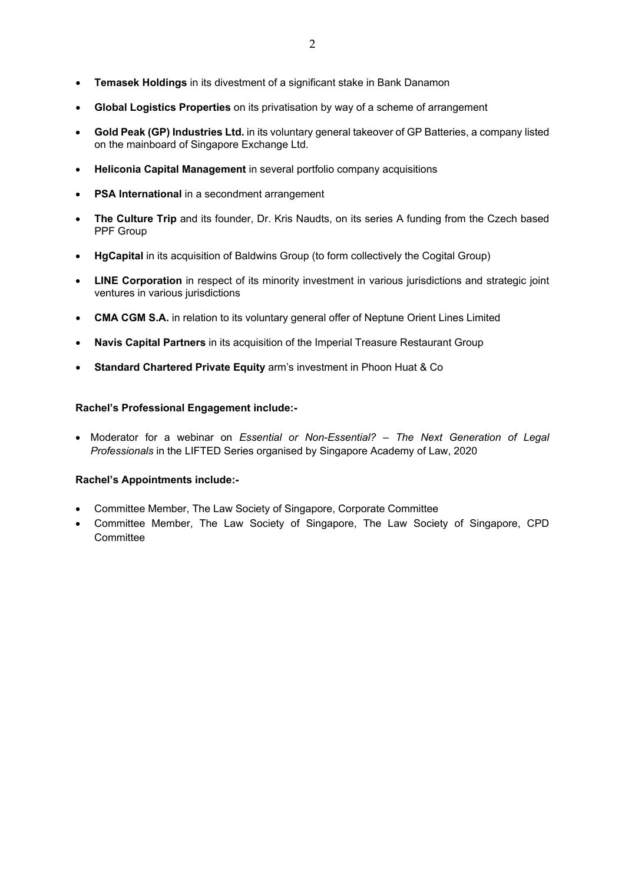- **Temasek Holdings** in its divestment of a significant stake in Bank Danamon
- **Global Logistics Properties** on its privatisation by way of a scheme of arrangement
- **Gold Peak (GP) Industries Ltd.** in its voluntary general takeover of GP Batteries, a company listed on the mainboard of Singapore Exchange Ltd.
- **Heliconia Capital Management** in several portfolio company acquisitions
- **PSA International** in a secondment arrangement
- **The Culture Trip** and its founder, Dr. Kris Naudts, on its series A funding from the Czech based PPF Group
- **HgCapital** in its acquisition of Baldwins Group (to form collectively the Cogital Group)
- **LINE Corporation** in respect of its minority investment in various jurisdictions and strategic joint ventures in various jurisdictions
- **CMA CGM S.A.** in relation to its voluntary general offer of Neptune Orient Lines Limited
- **Navis Capital Partners** in its acquisition of the Imperial Treasure Restaurant Group
- **Standard Chartered Private Equity** arm's investment in Phoon Huat & Co

**Rachel's Professional Engagement include:-**

- Moderator for a webinar on *Essential or Non-Essential? – The Next Generation of Legal Professionals* in the LIFTED Series organised by Singapore Academy of Law, 2020

**Rachel's Appointments include:-**

- Committee Member, The Law Society of Singapore, Corporate Committee
- Committee Member, The Law Society of Singapore, The Law Society of Singapore, CPD Committee